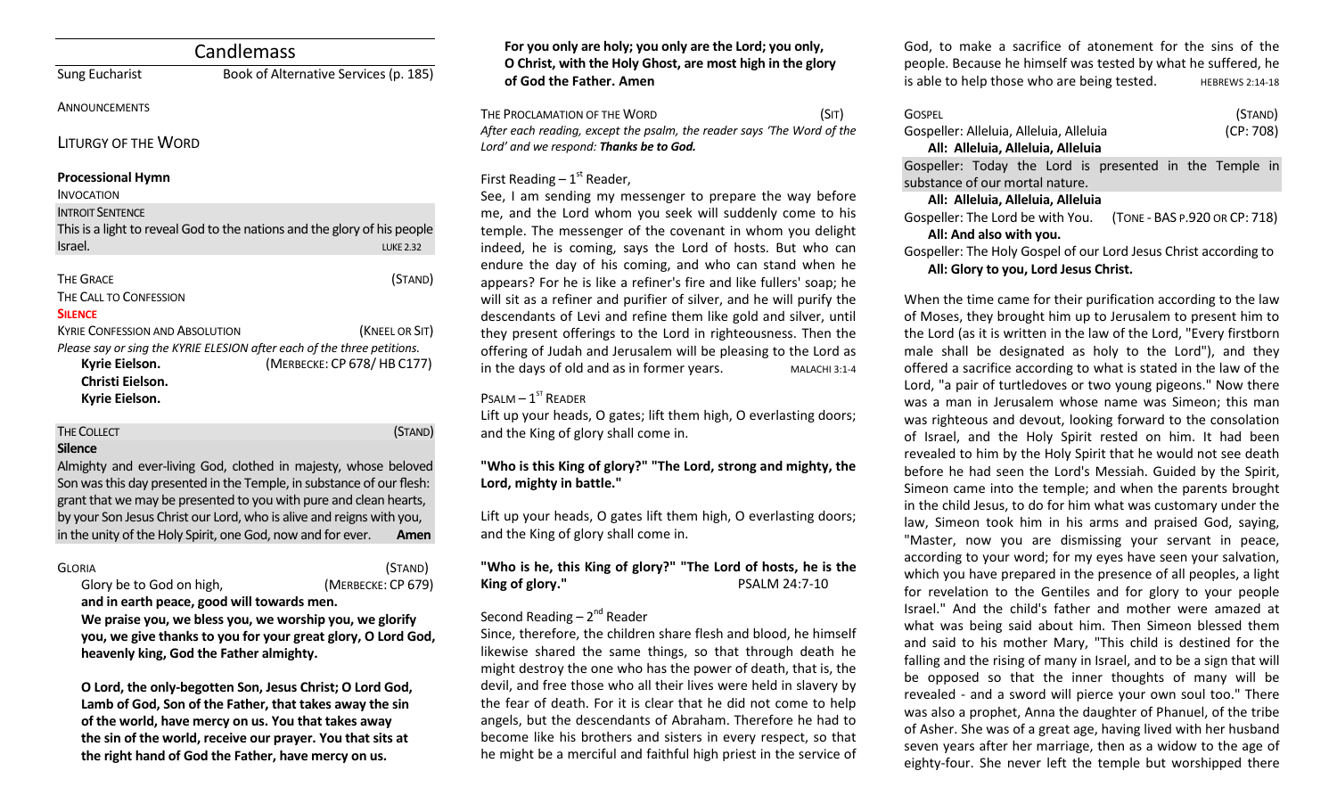# Candlemass

Sung Eucharist — Book of Alternative Services (p. 185)

ANNOUNCEMENTS

## LITURGY OF THE WORD

**Processional Hymn**

INVOCATION

INTROIT SENTENCE

This is a light to reveal God to the nations and the glory of his people Israel. LUKE 2.32

THE GRACE (STAND)

THE CALL TO CONFESSION

**SILENCE**

KYRIE CONFESSION AND ABSOLUTION (KNEEL OR SIT)

*Please say or sing the KYRIE ELESION after each of the three petitions.*

**Kyrie Eielson.** (MERBECKE: CP 678/ HB C177)
**Christi Eielson.**
**Kyrie Eielson.**

THE COLLECT (STAND)

**Silence**

Almighty and ever-living God, clothed in majesty, whose beloved Son was this day presented in the Temple, in substance of our flesh: grant that we may be presented to you with pure and clean hearts, by your Son Jesus Christ our Lord, who is alive and reigns with you, in the unity of the Holy Spirit, one God, now and for ever. **Amen**

GLORIA (STAND)

Glory be to God on high, (MERBECKE: CP 679)
**and in earth peace, good will towards men.**
**We praise you, we bless you, we worship you, we glorify you, we give thanks to you for your great glory, O Lord God, heavenly king, God the Father almighty.**

**O Lord, the only-begotten Son, Jesus Christ; O Lord God, Lamb of God, Son of the Father, that takes away the sin of the world, have mercy on us. You that takes away the sin of the world, receive our prayer. You that sits at the right hand of God the Father, have mercy on us.**

**For you only are holy; you only are the Lord; you only, O Christ, with the Holy Ghost, are most high in the glory of God the Father. Amen**

THE PROCLAMATION OF THE WORD (SIT)

*After each reading, except the psalm, the reader says 'The Word of the Lord' and we respond: **Thanks be to God.***

First Reading – 1st Reader,

See, I am sending my messenger to prepare the way before me, and the Lord whom you seek will suddenly come to his temple. The messenger of the covenant in whom you delight indeed, he is coming, says the Lord of hosts. But who can endure the day of his coming, and who can stand when he appears? For he is like a refiner's fire and like fullers' soap; he will sit as a refiner and purifier of silver, and he will purify the descendants of Levi and refine them like gold and silver, until they present offerings to the Lord in righteousness. Then the offering of Judah and Jerusalem will be pleasing to the Lord as in the days of old and as in former years. MALACHI 3:1-4

PSALM – 1ST READER

Lift up your heads, O gates; lift them high, O everlasting doors; and the King of glory shall come in.

**"Who is this King of glory?" "The Lord, strong and mighty, the Lord, mighty in battle."**

Lift up your heads, O gates lift them high, O everlasting doors; and the King of glory shall come in.

**"Who is he, this King of glory?" "The Lord of hosts, he is the King of glory."** PSALM 24:7-10

Second Reading – 2nd Reader

Since, therefore, the children share flesh and blood, he himself likewise shared the same things, so that through death he might destroy the one who has the power of death, that is, the devil, and free those who all their lives were held in slavery by the fear of death. For it is clear that he did not come to help angels, but the descendants of Abraham. Therefore he had to become like his brothers and sisters in every respect, so that he might be a merciful and faithful high priest in the service of God, to make a sacrifice of atonement for the sins of the people. Because he himself was tested by what he suffered, he is able to help those who are being tested. HEBREWS 2:14-18

GOSPEL (STAND)

Gospeller: Alleluia, Alleluia, Alleluia (CP: 708)
**All: Alleluia, Alleluia, Alleluia**

Gospeller: Today the Lord is presented in the Temple in substance of our mortal nature.
**All: Alleluia, Alleluia, Alleluia**

Gospeller: The Lord be with You. (TONE - BAS P.920 OR CP: 718)
**All: And also with you.**

Gospeller: The Holy Gospel of our Lord Jesus Christ according to
**All: Glory to you, Lord Jesus Christ.**

When the time came for their purification according to the law of Moses, they brought him up to Jerusalem to present him to the Lord (as it is written in the law of the Lord, "Every firstborn male shall be designated as holy to the Lord"), and they offered a sacrifice according to what is stated in the law of the Lord, "a pair of turtledoves or two young pigeons." Now there was a man in Jerusalem whose name was Simeon; this man was righteous and devout, looking forward to the consolation of Israel, and the Holy Spirit rested on him. It had been revealed to him by the Holy Spirit that he would not see death before he had seen the Lord's Messiah. Guided by the Spirit, Simeon came into the temple; and when the parents brought in the child Jesus, to do for him what was customary under the law, Simeon took him in his arms and praised God, saying, "Master, now you are dismissing your servant in peace, according to your word; for my eyes have seen your salvation, which you have prepared in the presence of all peoples, a light for revelation to the Gentiles and for glory to your people Israel." And the child's father and mother were amazed at what was being said about him. Then Simeon blessed them and said to his mother Mary, "This child is destined for the falling and the rising of many in Israel, and to be a sign that will be opposed so that the inner thoughts of many will be revealed - and a sword will pierce your own soul too." There was also a prophet, Anna the daughter of Phanuel, of the tribe of Asher. She was of a great age, having lived with her husband seven years after her marriage, then as a widow to the age of eighty-four. She never left the temple but worshipped there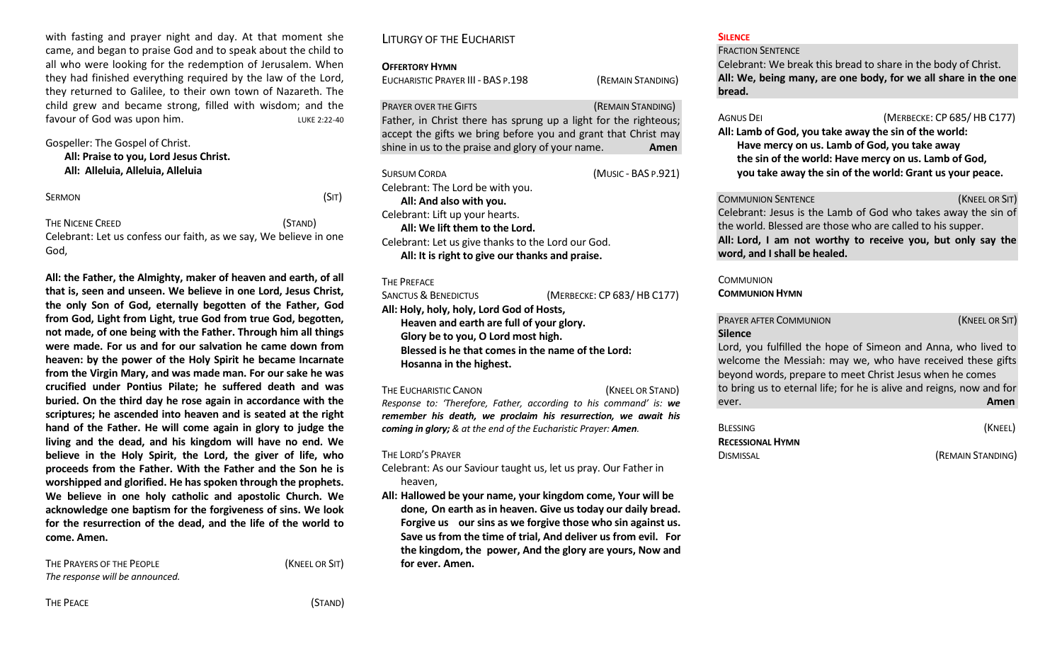with fasting and prayer night and day. At that moment she came, and began to praise God and to speak about the child to all who were looking for the redemption of Jerusalem. When they had finished everything required by the law of the Lord, they returned to Galilee, to their own town of Nazareth. The child grew and became strong, filled with wisdom; and the favour of God was upon him. LUKE 2:22-40

Gospeller: The Gospel of Christ.

**All: Praise to you, Lord Jesus Christ.**
**All: Alleluia, Alleluia, Alleluia**

SERMON (SIT)

THE NICENE CREED (STAND)

Celebrant: Let us confess our faith, as we say, We believe in one God,

**All: the Father, the Almighty, maker of heaven and earth, of all that is, seen and unseen. We believe in one Lord, Jesus Christ, the only Son of God, eternally begotten of the Father, God from God, Light from Light, true God from true God, begotten, not made, of one being with the Father. Through him all things were made. For us and for our salvation he came down from heaven: by the power of the Holy Spirit he became Incarnate from the Virgin Mary, and was made man. For our sake he was crucified under Pontius Pilate; he suffered death and was buried. On the third day he rose again in accordance with the scriptures; he ascended into heaven and is seated at the right hand of the Father. He will come again in glory to judge the living and the dead, and his kingdom will have no end. We believe in the Holy Spirit, the Lord, the giver of life, who proceeds from the Father. With the Father and the Son he is worshipped and glorified. He has spoken through the prophets. We believe in one holy catholic and apostolic Church. We acknowledge one baptism for the forgiveness of sins. We look for the resurrection of the dead, and the life of the world to come. Amen.**

THE PRAYERS OF THE PEOPLE (KNEEL OR SIT)

*The response will be announced.*

THE PEACE (STAND)

## LITURGY OF THE EUCHARIST

**OFFERTORY HYMN**

EUCHARISTIC PRAYER III - BAS P.198 (REMAIN STANDING)

PRAYER OVER THE GIFTS (REMAIN STANDING)

Father, in Christ there has sprung up a light for the righteous; accept the gifts we bring before you and grant that Christ may shine in us to the praise and glory of your name. **Amen**

SURSUM CORDA (MUSIC - BAS P.921)

Celebrant: The Lord be with you.

**All: And also with you.**

Celebrant: Lift up your hearts.

**All: We lift them to the Lord.**

Celebrant: Let us give thanks to the Lord our God.

**All: It is right to give our thanks and praise.**

THE PREFACE

SANCTUS & BENEDICTUS (MERBECKE: CP 683/ HB C177)

**All: Holy, holy, holy, Lord God of Hosts,**
**Heaven and earth are full of your glory.**
**Glory be to you, O Lord most high.**
**Blessed is he that comes in the name of the Lord:**
**Hosanna in the highest.**

THE EUCHARISTIC CANON (KNEEL OR STAND)

*Response to: 'Therefore, Father, according to his command' is:* ***we remember his death, we proclaim his resurrection, we await his coming in glory;*** *& at the end of the Eucharistic Prayer:* ***Amen****.*

THE LORD'S PRAYER

Celebrant: As our Saviour taught us, let us pray. Our Father in heaven,

**All: Hallowed be your name, your kingdom come, Your will be done, On earth as in heaven. Give us today our daily bread. Forgive us our sins as we forgive those who sin against us. Save us from the time of trial, And deliver us from evil. For the kingdom, the power, And the glory are yours, Now and for ever. Amen.**

**SILENCE**

FRACTION SENTENCE

Celebrant: We break this bread to share in the body of Christ.

**All: We, being many, are one body, for we all share in the one bread.**

AGNUS DEI (MERBECKE: CP 685/ HB C177)

**All: Lamb of God, you take away the sin of the world:**
**Have mercy on us. Lamb of God, you take away**
**the sin of the world: Have mercy on us. Lamb of God,**
**you take away the sin of the world: Grant us your peace.**

COMMUNION SENTENCE (KNEEL OR SIT)

Celebrant: Jesus is the Lamb of God who takes away the sin of the world. Blessed are those who are called to his supper.

**All: Lord, I am not worthy to receive you, but only say the word, and I shall be healed.**

COMMUNION

**COMMUNION HYMN**

PRAYER AFTER COMMUNION (KNEEL OR SIT)

**Silence**

Lord, you fulfilled the hope of Simeon and Anna, who lived to welcome the Messiah: may we, who have received these gifts beyond words, prepare to meet Christ Jesus when he comes to bring us to eternal life; for he is alive and reigns, now and for ever. **Amen**

BLESSING (KNEEL)

**RECESSIONAL HYMN**

DISMISSAL (REMAIN STANDING)